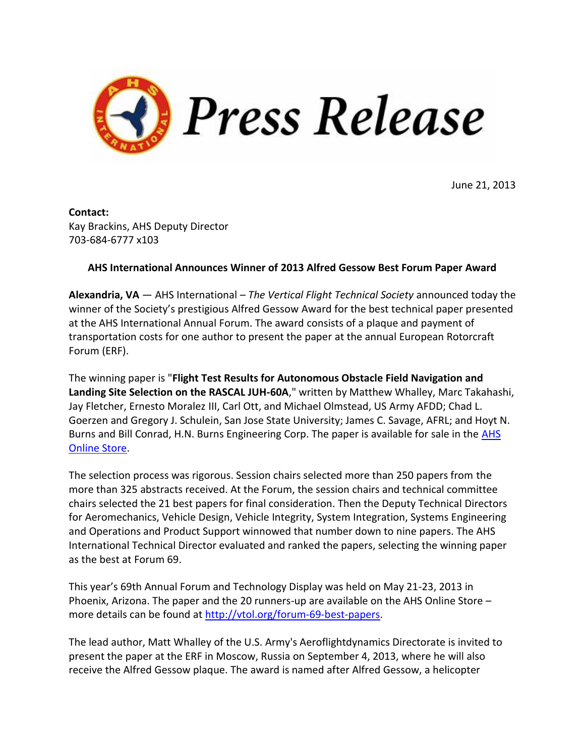# Press Release

June 21, 2013

**Contact:**
Kay Brackins, AHS Deputy Director
703-684-6777 x103

**AHS International Announces Winner of 2013 Alfred Gessow Best Forum Paper Award**

**Alexandria, VA** — AHS International – *The Vertical Flight Technical Society* announced today the winner of the Society's prestigious Alfred Gessow Award for the best technical paper presented at the AHS International Annual Forum. The award consists of a plaque and payment of transportation costs for one author to present the paper at the annual European Rotorcraft Forum (ERF).

The winning paper is "**Flight Test Results for Autonomous Obstacle Field Navigation and Landing Site Selection on the RASCAL JUH-60A**," written by Matthew Whalley, Marc Takahashi, Jay Fletcher, Ernesto Moralez III, Carl Ott, and Michael Olmstead, US Army AFDD; Chad L. Goerzen and Gregory J. Schulein, San Jose State University; James C. Savage, AFRL; and Hoyt N. Burns and Bill Conrad, H.N. Burns Engineering Corp. The paper is available for sale in the [AHS Online Store](AHS Online Store).

The selection process was rigorous. Session chairs selected more than 250 papers from the more than 325 abstracts received. At the Forum, the session chairs and technical committee chairs selected the 21 best papers for final consideration. Then the Deputy Technical Directors for Aeromechanics, Vehicle Design, Vehicle Integrity, System Integration, Systems Engineering and Operations and Product Support winnowed that number down to nine papers. The AHS International Technical Director evaluated and ranked the papers, selecting the winning paper as the best at Forum 69.

This year's 69th Annual Forum and Technology Display was held on May 21-23, 2013 in Phoenix, Arizona. The paper and the 20 runners-up are available on the AHS Online Store – more details can be found at [http://vtol.org/forum-69-best-papers](http://vtol.org/forum-69-best-papers).

The lead author, Matt Whalley of the U.S. Army's Aeroflightdynamics Directorate is invited to present the paper at the ERF in Moscow, Russia on September 4, 2013, where he will also receive the Alfred Gessow plaque. The award is named after Alfred Gessow, a helicopter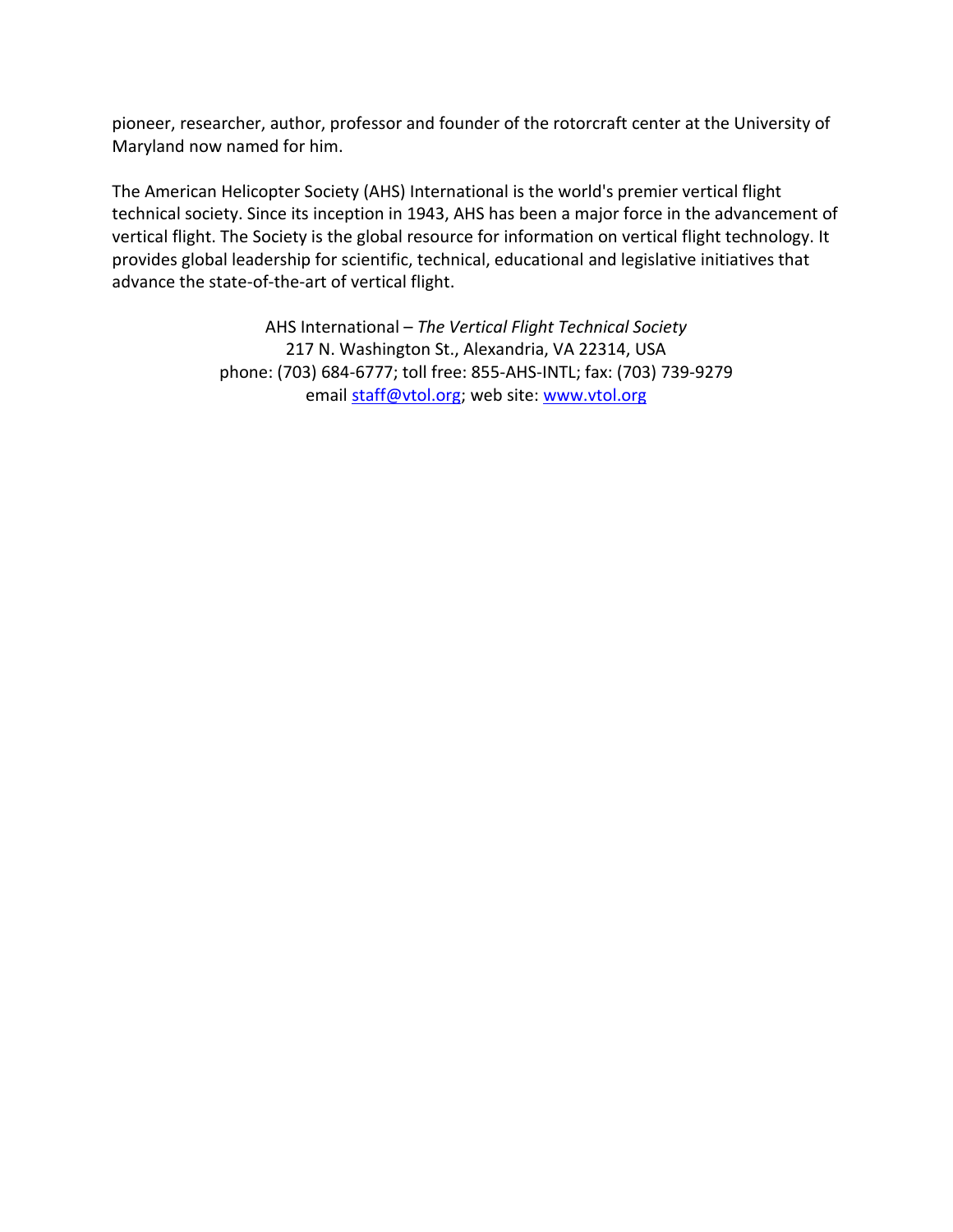pioneer, researcher, author, professor and founder of the rotorcraft center at the University of Maryland now named for him.

The American Helicopter Society (AHS) International is the world's premier vertical flight technical society. Since its inception in 1943, AHS has been a major force in the advancement of vertical flight. The Society is the global resource for information on vertical flight technology. It provides global leadership for scientific, technical, educational and legislative initiatives that advance the state-of-the-art of vertical flight.

AHS International – *The Vertical Flight Technical Society*
217 N. Washington St., Alexandria, VA 22314, USA
phone: (703) 684-6777; toll free: 855-AHS-INTL; fax: (703) 739-9279
email staff@vtol.org; web site: www.vtol.org